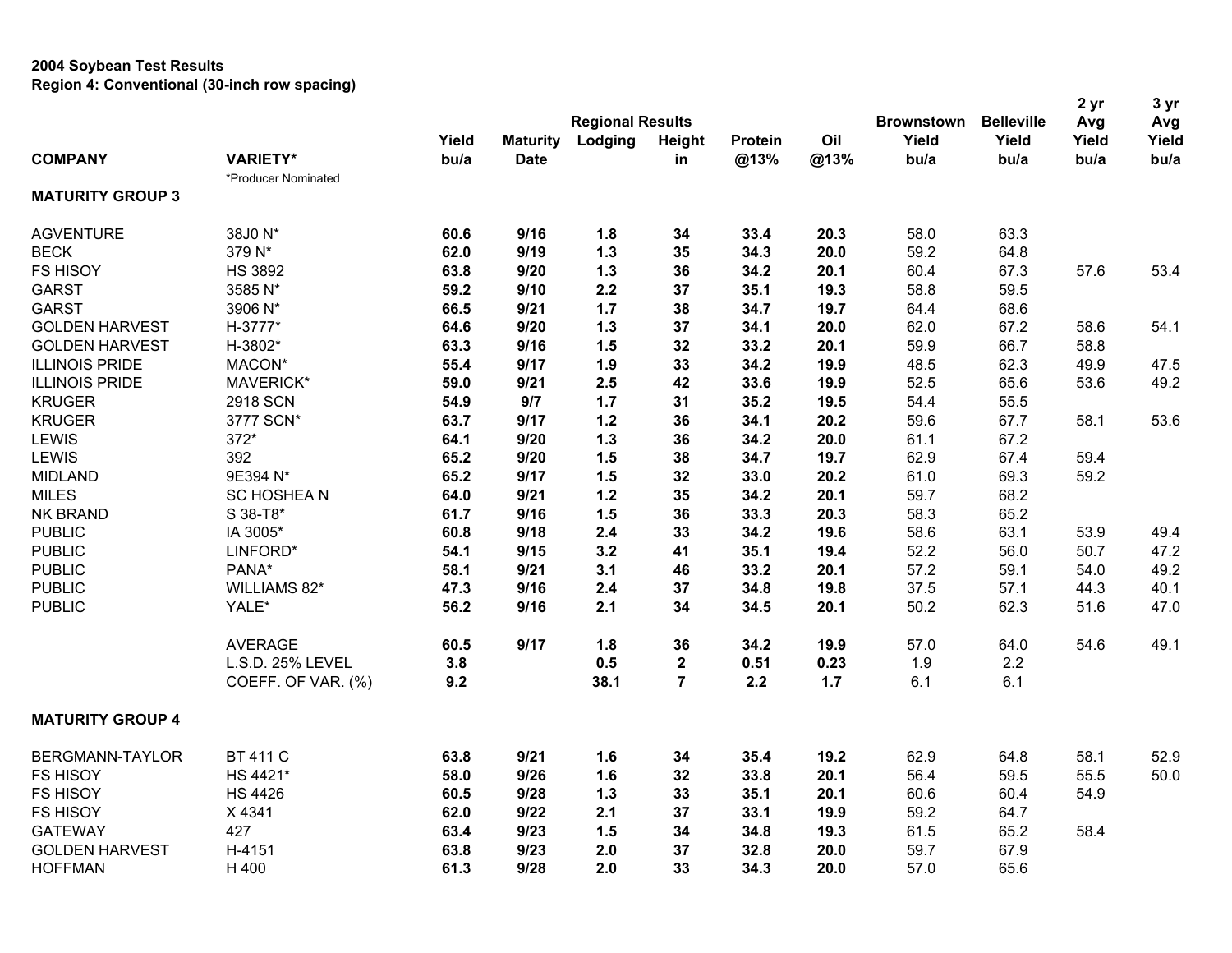**2004 Soybean Test Results**
**Region 4: Conventional (30-inch row spacing)**

| | | Regional Results | | | | | | Brownstown | Belleville | 2 yr Avg | 3 yr Avg |
|---|---|---|---|---|---|---|---|---|---|---|---|
| **COMPANY** | **VARIETY*** | **Yield bu/a** | **Maturity Date** | **Lodging** | **Height in** | **Protein @13%** | **Oil @13%** | **Yield bu/a** | **Yield bu/a** | **Yield bu/a** | **Yield bu/a** |
| | *Producer Nominated | | | | | | | | | | |
| **MATURITY GROUP 3** | | | | | | | | | | | |
| AGVENTURE | 38J0 N* | **60.6** | **9/16** | **1.8** | **34** | **33.4** | **20.3** | 58.0 | 63.3 | | |
| BECK | 379 N* | **62.0** | **9/19** | **1.3** | **35** | **34.3** | **20.0** | 59.2 | 64.8 | | |
| FS HISOY | HS 3892 | **63.8** | **9/20** | **1.3** | **36** | **34.2** | **20.1** | 60.4 | 67.3 | 57.6 | 53.4 |
| GARST | 3585 N* | **59.2** | **9/10** | **2.2** | **37** | **35.1** | **19.3** | 58.8 | 59.5 | | |
| GARST | 3906 N* | **66.5** | **9/21** | **1.7** | **38** | **34.7** | **19.7** | 64.4 | 68.6 | | |
| GOLDEN HARVEST | H-3777* | **64.6** | **9/20** | **1.3** | **37** | **34.1** | **20.0** | 62.0 | 67.2 | 58.6 | 54.1 |
| GOLDEN HARVEST | H-3802* | **63.3** | **9/16** | **1.5** | **32** | **33.2** | **20.1** | 59.9 | 66.7 | 58.8 | |
| ILLINOIS PRIDE | MACON* | **55.4** | **9/17** | **1.9** | **33** | **34.2** | **19.9** | 48.5 | 62.3 | 49.9 | 47.5 |
| ILLINOIS PRIDE | MAVERICK* | **59.0** | **9/21** | **2.5** | **42** | **33.6** | **19.9** | 52.5 | 65.6 | 53.6 | 49.2 |
| KRUGER | 2918 SCN | **54.9** | **9/7** | **1.7** | **31** | **35.2** | **19.5** | 54.4 | 55.5 | | |
| KRUGER | 3777 SCN* | **63.7** | **9/17** | **1.2** | **36** | **34.1** | **20.2** | 59.6 | 67.7 | 58.1 | 53.6 |
| LEWIS | 372* | **64.1** | **9/20** | **1.3** | **36** | **34.2** | **20.0** | 61.1 | 67.2 | | |
| LEWIS | 392 | **65.2** | **9/20** | **1.5** | **38** | **34.7** | **19.7** | 62.9 | 67.4 | 59.4 | |
| MIDLAND | 9E394 N* | **65.2** | **9/17** | **1.5** | **32** | **33.0** | **20.2** | 61.0 | 69.3 | 59.2 | |
| MILES | SC HOSHEA N | **64.0** | **9/21** | **1.2** | **35** | **34.2** | **20.1** | 59.7 | 68.2 | | |
| NK BRAND | S 38-T8* | **61.7** | **9/16** | **1.5** | **36** | **33.3** | **20.3** | 58.3 | 65.2 | | |
| PUBLIC | IA 3005* | **60.8** | **9/18** | **2.4** | **33** | **34.2** | **19.6** | 58.6 | 63.1 | 53.9 | 49.4 |
| PUBLIC | LINFORD* | **54.1** | **9/15** | **3.2** | **41** | **35.1** | **19.4** | 52.2 | 56.0 | 50.7 | 47.2 |
| PUBLIC | PANA* | **58.1** | **9/21** | **3.1** | **46** | **33.2** | **20.1** | 57.2 | 59.1 | 54.0 | 49.2 |
| PUBLIC | WILLIAMS 82* | **47.3** | **9/16** | **2.4** | **37** | **34.8** | **19.8** | 37.5 | 57.1 | 44.3 | 40.1 |
| PUBLIC | YALE* | **56.2** | **9/16** | **2.1** | **34** | **34.5** | **20.1** | 50.2 | 62.3 | 51.6 | 47.0 |
| | AVERAGE | **60.5** | **9/17** | **1.8** | **36** | **34.2** | **19.9** | 57.0 | 64.0 | 54.6 | 49.1 |
| | L.S.D. 25% LEVEL | **3.8** | | **0.5** | **2** | **0.51** | **0.23** | 1.9 | 2.2 | | |
| | COEFF. OF VAR. (%) | **9.2** | | **38.1** | **7** | **2.2** | **1.7** | 6.1 | 6.1 | | |
| **MATURITY GROUP 4** | | | | | | | | | | | |
| BERGMANN-TAYLOR | BT 411 C | **63.8** | **9/21** | **1.6** | **34** | **35.4** | **19.2** | 62.9 | 64.8 | 58.1 | 52.9 |
| FS HISOY | HS 4421* | **58.0** | **9/26** | **1.6** | **32** | **33.8** | **20.1** | 56.4 | 59.5 | 55.5 | 50.0 |
| FS HISOY | HS 4426 | **60.5** | **9/28** | **1.3** | **33** | **35.1** | **20.1** | 60.6 | 60.4 | 54.9 | |
| FS HISOY | X 4341 | **62.0** | **9/22** | **2.1** | **37** | **33.1** | **19.9** | 59.2 | 64.7 | | |
| GATEWAY | 427 | **63.4** | **9/23** | **1.5** | **34** | **34.8** | **19.3** | 61.5 | 65.2 | 58.4 | |
| GOLDEN HARVEST | H-4151 | **63.8** | **9/23** | **2.0** | **37** | **32.8** | **20.0** | 59.7 | 67.9 | | |
| HOFFMAN | H 400 | **61.3** | **9/28** | **2.0** | **33** | **34.3** | **20.0** | 57.0 | 65.6 | | |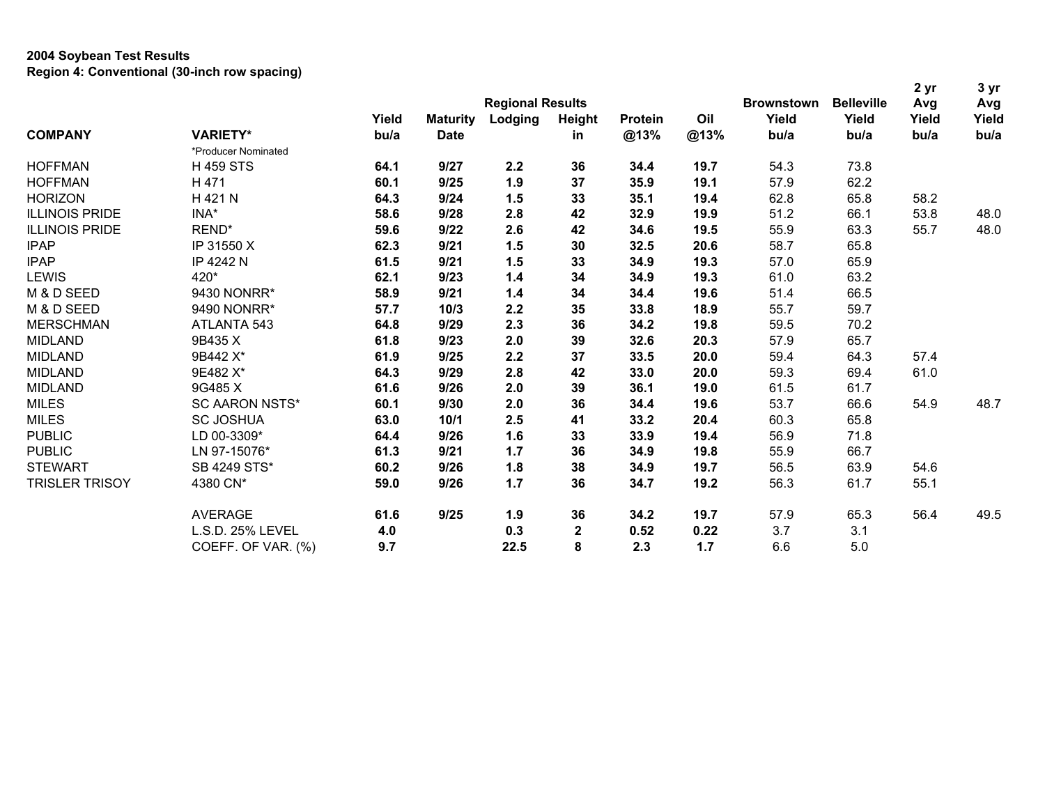**2004 Soybean Test Results**
**Region 4: Conventional (30-inch row spacing)**

| | | Regional Results | | | | | | Brownstown | Belleville | 2 yr Avg | 3 yr Avg |
|---|---|---|---|---|---|---|---|---|---|---|---|
| **COMPANY** | **VARIETY*** | **Yield bu/a** | **Maturity Date** | **Lodging** | **Height in** | **Protein @13%** | **Oil @13%** | **Yield bu/a** | **Yield bu/a** | **Yield bu/a** | **Yield bu/a** |
| | *Producer Nominated | | | | | | | | | | |
| HOFFMAN | H 459 STS | **64.1** | **9/27** | **2.2** | **36** | **34.4** | **19.7** | 54.3 | 73.8 | | |
| HOFFMAN | H 471 | **60.1** | **9/25** | **1.9** | **37** | **35.9** | **19.1** | 57.9 | 62.2 | | |
| HORIZON | H 421 N | **64.3** | **9/24** | **1.5** | **33** | **35.1** | **19.4** | 62.8 | 65.8 | 58.2 | |
| ILLINOIS PRIDE | INA* | **58.6** | **9/28** | **2.8** | **42** | **32.9** | **19.9** | 51.2 | 66.1 | 53.8 | 48.0 |
| ILLINOIS PRIDE | REND* | **59.6** | **9/22** | **2.6** | **42** | **34.6** | **19.5** | 55.9 | 63.3 | 55.7 | 48.0 |
| IPAP | IP 31550 X | **62.3** | **9/21** | **1.5** | **30** | **32.5** | **20.6** | 58.7 | 65.8 | | |
| IPAP | IP 4242 N | **61.5** | **9/21** | **1.5** | **33** | **34.9** | **19.3** | 57.0 | 65.9 | | |
| LEWIS | 420* | **62.1** | **9/23** | **1.4** | **34** | **34.9** | **19.3** | 61.0 | 63.2 | | |
| M & D SEED | 9430 NONRR* | **58.9** | **9/21** | **1.4** | **34** | **34.4** | **19.6** | 51.4 | 66.5 | | |
| M & D SEED | 9490 NONRR* | **57.7** | **10/3** | **2.2** | **35** | **33.8** | **18.9** | 55.7 | 59.7 | | |
| MERSCHMAN | ATLANTA 543 | **64.8** | **9/29** | **2.3** | **36** | **34.2** | **19.8** | 59.5 | 70.2 | | |
| MIDLAND | 9B435 X | **61.8** | **9/23** | **2.0** | **39** | **32.6** | **20.3** | 57.9 | 65.7 | | |
| MIDLAND | 9B442 X* | **61.9** | **9/25** | **2.2** | **37** | **33.5** | **20.0** | 59.4 | 64.3 | 57.4 | |
| MIDLAND | 9E482 X* | **64.3** | **9/29** | **2.8** | **42** | **33.0** | **20.0** | 59.3 | 69.4 | 61.0 | |
| MIDLAND | 9G485 X | **61.6** | **9/26** | **2.0** | **39** | **36.1** | **19.0** | 61.5 | 61.7 | | |
| MILES | SC AARON NSTS* | **60.1** | **9/30** | **2.0** | **36** | **34.4** | **19.6** | 53.7 | 66.6 | 54.9 | 48.7 |
| MILES | SC JOSHUA | **63.0** | **10/1** | **2.5** | **41** | **33.2** | **20.4** | 60.3 | 65.8 | | |
| PUBLIC | LD 00-3309* | **64.4** | **9/26** | **1.6** | **33** | **33.9** | **19.4** | 56.9 | 71.8 | | |
| PUBLIC | LN 97-15076* | **61.3** | **9/21** | **1.7** | **36** | **34.9** | **19.8** | 55.9 | 66.7 | | |
| STEWART | SB 4249 STS* | **60.2** | **9/26** | **1.8** | **38** | **34.9** | **19.7** | 56.5 | 63.9 | 54.6 | |
| TRISLER TRISOY | 4380 CN* | **59.0** | **9/26** | **1.7** | **36** | **34.7** | **19.2** | 56.3 | 61.7 | 55.1 | |
| | AVERAGE | **61.6** | **9/25** | **1.9** | **36** | **34.2** | **19.7** | 57.9 | 65.3 | 56.4 | 49.5 |
| | L.S.D. 25% LEVEL | **4.0** | | **0.3** | **2** | **0.52** | **0.22** | 3.7 | 3.1 | | |
| | COEFF. OF VAR. (%) | **9.7** | | **22.5** | **8** | **2.3** | **1.7** | 6.6 | 5.0 | | |